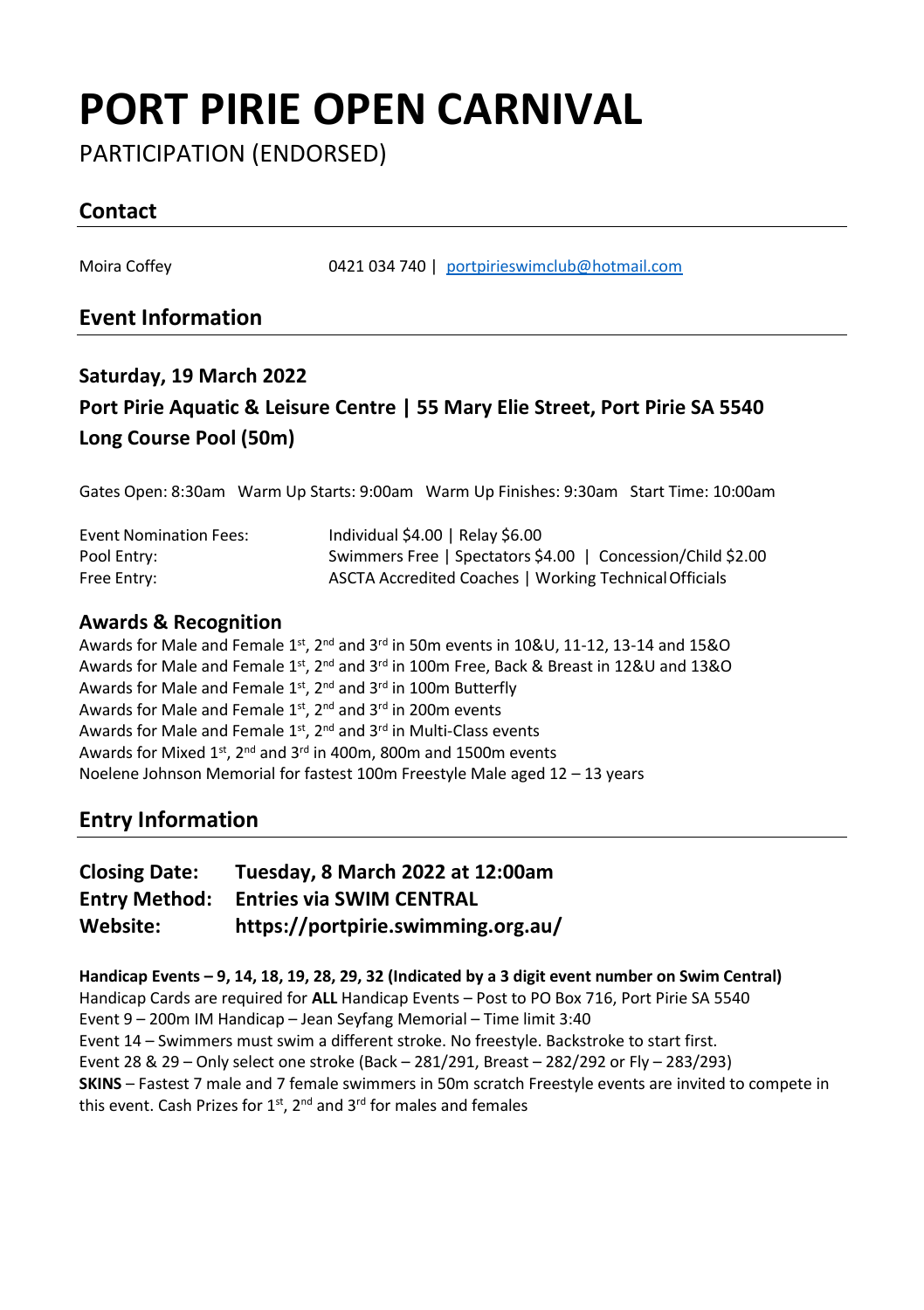# PORT PIRIE OPEN CARNIVAL

PARTICIPATION (ENDORSED)

## Contact

Moira Coffey 0421 034 740 | portpirieswimclub@hotmail.com

## Event Information

### Saturday, 19 March 2022

### Port Pirie Aquatic & Leisure Centre | 55 Mary Elie Street, Port Pirie SA 5540

### Long Course Pool (50m)

Gates Open: 8:30am Warm Up Starts: 9:00am Warm Up Finishes: 9:30am Start Time: 10:00am

| | |
|---|---|
| Event Nomination Fees: | Individual $4.00 \| Relay $6.00 |
| Pool Entry: | Swimmers Free \| Spectators $4.00 \| Concession/Child $2.00 |
| Free Entry: | ASCTA Accredited Coaches \| Working Technical Officials |

### Awards & Recognition

Awards for Male and Female 1st, 2nd and 3rd in 50m events in 10&U, 11-12, 13-14 and 15&O
Awards for Male and Female 1st, 2nd and 3rd in 100m Free, Back & Breast in 12&U and 13&O
Awards for Male and Female 1st, 2nd and 3rd in 100m Butterfly
Awards for Male and Female 1st, 2nd and 3rd in 200m events
Awards for Male and Female 1st, 2nd and 3rd in Multi-Class events
Awards for Mixed 1st, 2nd and 3rd in 400m, 800m and 1500m events
Noelene Johnson Memorial for fastest 100m Freestyle Male aged 12 – 13 years

## Entry Information

**Closing Date:** **Tuesday, 8 March 2022 at 12:00am**
**Entry Method:** **Entries via SWIM CENTRAL**
**Website:** **https://portpirie.swimming.org.au/**

**Handicap Events – 9, 14, 18, 19, 28, 29, 32 (Indicated by a 3 digit event number on Swim Central)**
Handicap Cards are required for **ALL** Handicap Events – Post to PO Box 716, Port Pirie SA 5540
Event 9 – 200m IM Handicap – Jean Seyfang Memorial – Time limit 3:40
Event 14 – Swimmers must swim a different stroke. No freestyle. Backstroke to start first.
Event 28 & 29 – Only select one stroke (Back – 281/291, Breast – 282/292 or Fly – 283/293)
**SKINS** – Fastest 7 male and 7 female swimmers in 50m scratch Freestyle events are invited to compete in this event. Cash Prizes for 1st, 2nd and 3rd for males and females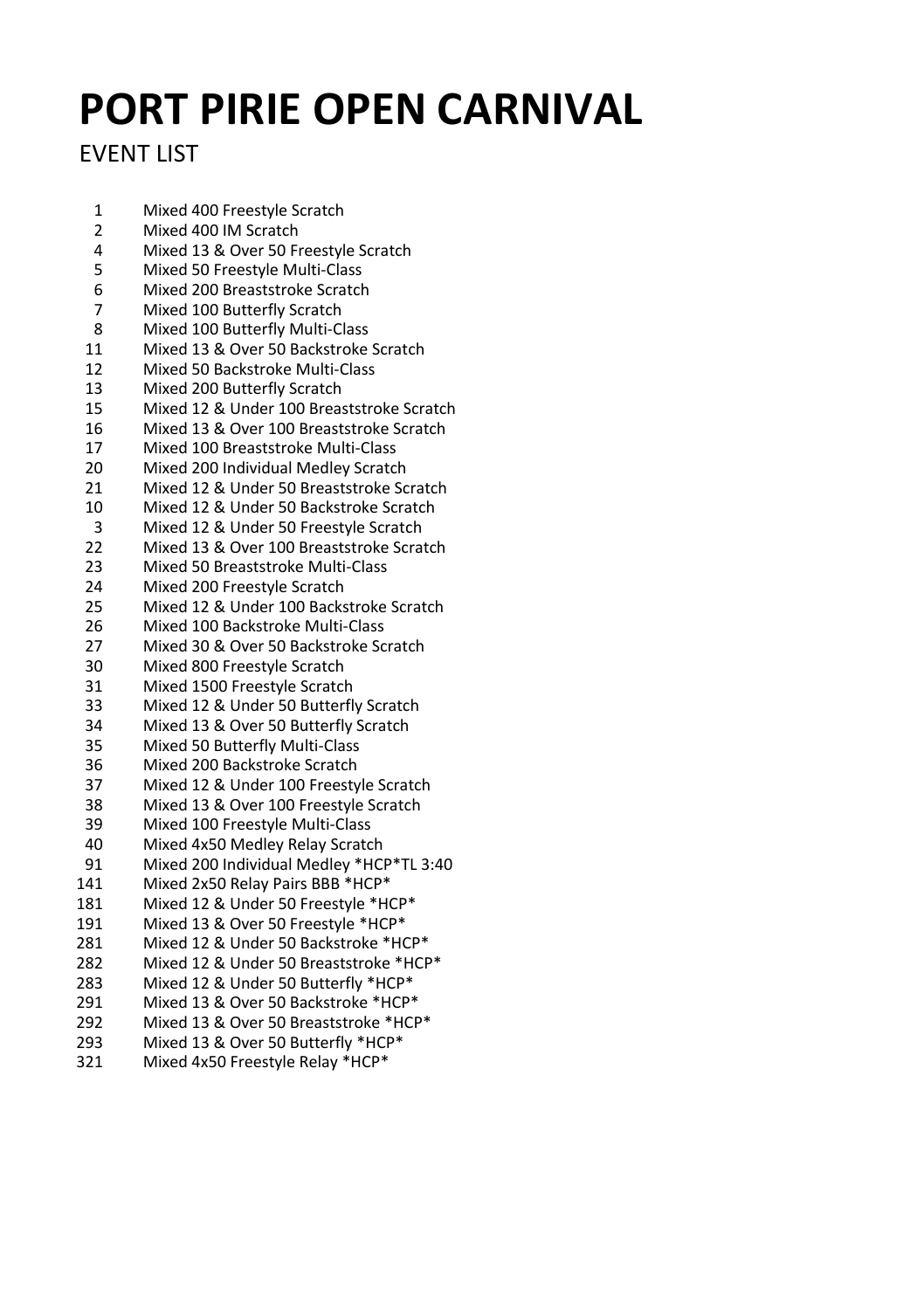# PORT PIRIE OPEN CARNIVAL

EVENT LIST

| | |
|---|---|
| 1 | Mixed 400 Freestyle Scratch |
| 2 | Mixed 400 IM Scratch |
| 4 | Mixed 13 & Over 50 Freestyle Scratch |
| 5 | Mixed 50 Freestyle Multi-Class |
| 6 | Mixed 200 Breaststroke Scratch |
| 7 | Mixed 100 Butterfly Scratch |
| 8 | Mixed 100 Butterfly Multi-Class |
| 11 | Mixed 13 & Over 50 Backstroke Scratch |
| 12 | Mixed 50 Backstroke Multi-Class |
| 13 | Mixed 200 Butterfly Scratch |
| 15 | Mixed 12 & Under 100 Breaststroke Scratch |
| 16 | Mixed 13 & Over 100 Breaststroke Scratch |
| 17 | Mixed 100 Breaststroke Multi-Class |
| 20 | Mixed 200 Individual Medley Scratch |
| 21 | Mixed 12 & Under 50 Breaststroke Scratch |
| 10 | Mixed 12 & Under 50 Backstroke Scratch |
| 3 | Mixed 12 & Under 50 Freestyle Scratch |
| 22 | Mixed 13 & Over 100 Breaststroke Scratch |
| 23 | Mixed 50 Breaststroke Multi-Class |
| 24 | Mixed 200 Freestyle Scratch |
| 25 | Mixed 12 & Under 100 Backstroke Scratch |
| 26 | Mixed 100 Backstroke Multi-Class |
| 27 | Mixed 30 & Over 50 Backstroke Scratch |
| 30 | Mixed 800 Freestyle Scratch |
| 31 | Mixed 1500 Freestyle Scratch |
| 33 | Mixed 12 & Under 50 Butterfly Scratch |
| 34 | Mixed 13 & Over 50 Butterfly Scratch |
| 35 | Mixed 50 Butterfly Multi-Class |
| 36 | Mixed 200 Backstroke Scratch |
| 37 | Mixed 12 & Under 100 Freestyle Scratch |
| 38 | Mixed 13 & Over 100 Freestyle Scratch |
| 39 | Mixed 100 Freestyle Multi-Class |
| 40 | Mixed 4x50 Medley Relay Scratch |
| 91 | Mixed 200 Individual Medley *HCP*TL 3:40 |
| 141 | Mixed 2x50 Relay Pairs BBB *HCP* |
| 181 | Mixed 12 & Under 50 Freestyle *HCP* |
| 191 | Mixed 13 & Over 50 Freestyle *HCP* |
| 281 | Mixed 12 & Under 50 Backstroke *HCP* |
| 282 | Mixed 12 & Under 50 Breaststroke *HCP* |
| 283 | Mixed 12 & Under 50 Butterfly *HCP* |
| 291 | Mixed 13 & Over 50 Backstroke *HCP* |
| 292 | Mixed 13 & Over 50 Breaststroke *HCP* |
| 293 | Mixed 13 & Over 50 Butterfly *HCP* |
| 321 | Mixed 4x50 Freestyle Relay *HCP* |